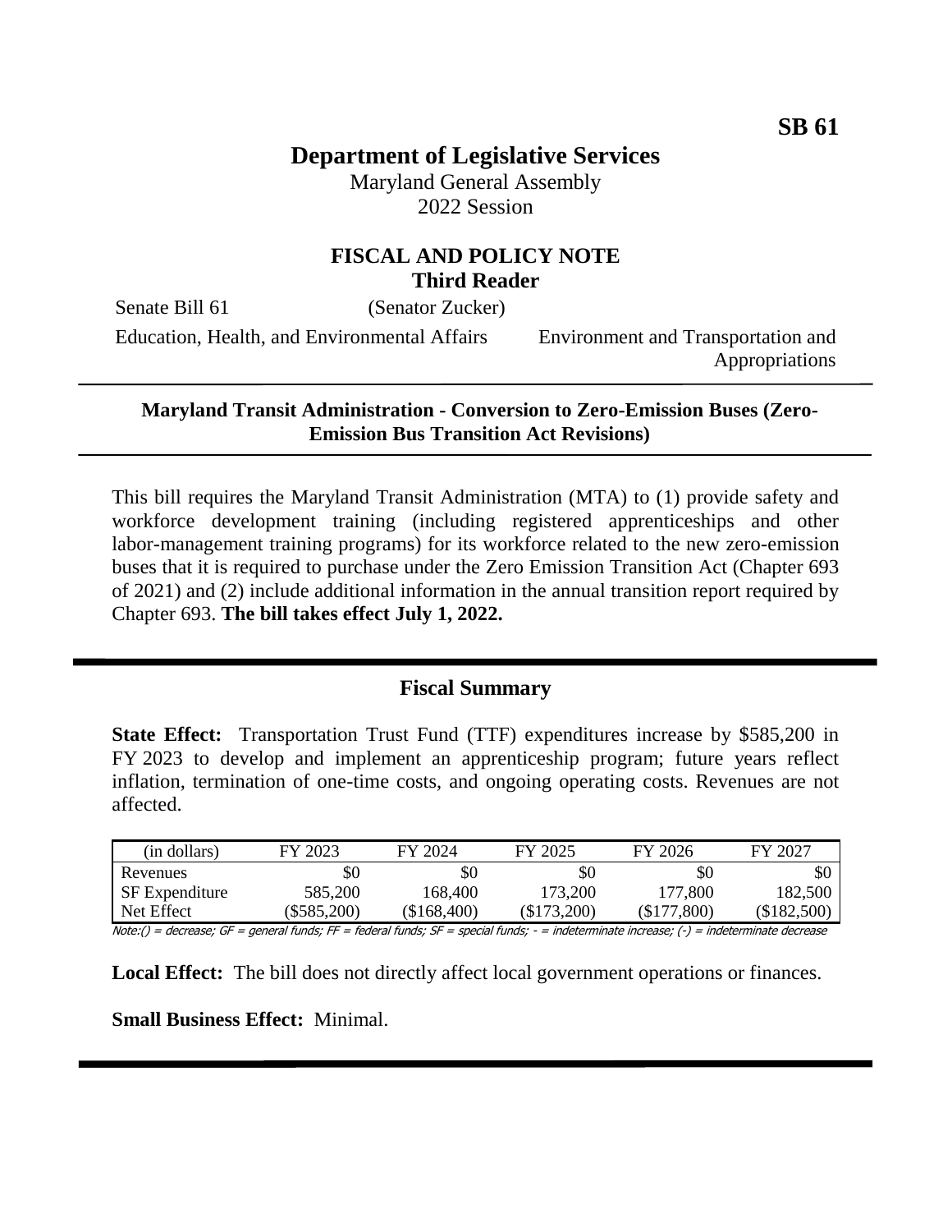**SB 61**

# Department of Legislative Services

Maryland General Assembly
2022 Session

## FISCAL AND POLICY NOTE
**Third Reader**

Senate Bill 61 (Senator Zucker)

Education, Health, and Environmental Affairs — Environment and Transportation and Appropriations

---

**Maryland Transit Administration - Conversion to Zero-Emission Buses (Zero-Emission Bus Transition Act Revisions)**

---

This bill requires the Maryland Transit Administration (MTA) to (1) provide safety and workforce development training (including registered apprenticeships and other labor-management training programs) for its workforce related to the new zero-emission buses that it is required to purchase under the Zero Emission Transition Act (Chapter 693 of 2021) and (2) include additional information in the annual transition report required by Chapter 693. **The bill takes effect July 1, 2022.**

---

## Fiscal Summary

**State Effect:** Transportation Trust Fund (TTF) expenditures increase by $585,200 in FY 2023 to develop and implement an apprenticeship program; future years reflect inflation, termination of one-time costs, and ongoing operating costs. Revenues are not affected.

| (in dollars) | FY 2023 | FY 2024 | FY 2025 | FY 2026 | FY 2027 |
|---|---|---|---|---|---|
| Revenues | $0 | $0 | $0 | $0 | $0 |
| SF Expenditure | 585,200 | 168,400 | 173,200 | 177,800 | 182,500 |
| Net Effect | ($585,200) | ($168,400) | ($173,200) | ($177,800) | ($182,500) |

Note:() = decrease; GF = general funds; FF = federal funds; SF = special funds; - = indeterminate increase; (-) = indeterminate decrease

**Local Effect:** The bill does not directly affect local government operations or finances.

**Small Business Effect:** Minimal.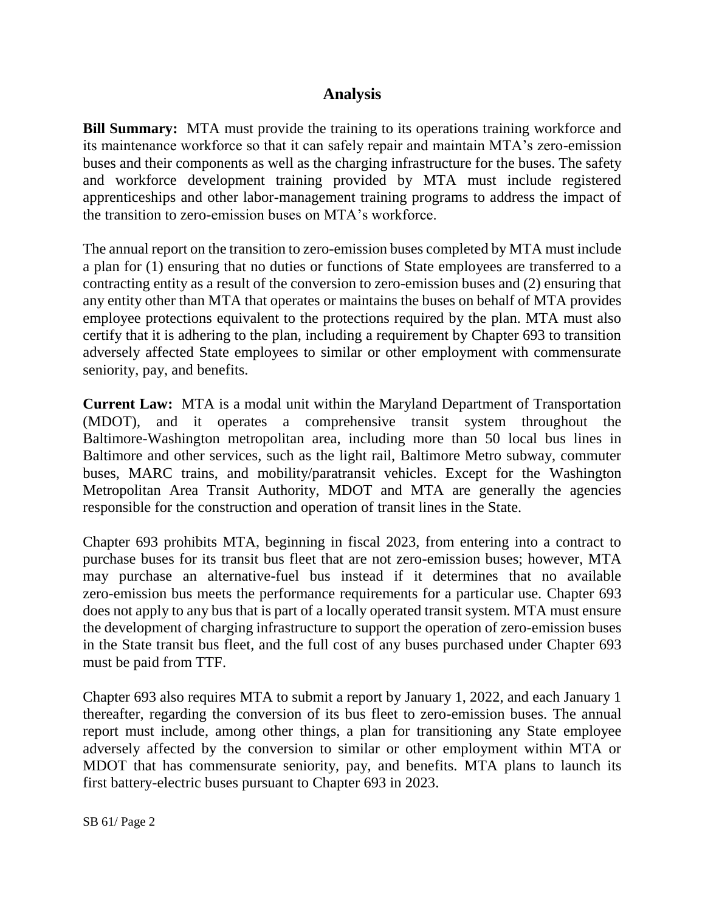## Analysis

**Bill Summary:** MTA must provide the training to its operations training workforce and its maintenance workforce so that it can safely repair and maintain MTA's zero-emission buses and their components as well as the charging infrastructure for the buses. The safety and workforce development training provided by MTA must include registered apprenticeships and other labor-management training programs to address the impact of the transition to zero-emission buses on MTA's workforce.

The annual report on the transition to zero-emission buses completed by MTA must include a plan for (1) ensuring that no duties or functions of State employees are transferred to a contracting entity as a result of the conversion to zero-emission buses and (2) ensuring that any entity other than MTA that operates or maintains the buses on behalf of MTA provides employee protections equivalent to the protections required by the plan. MTA must also certify that it is adhering to the plan, including a requirement by Chapter 693 to transition adversely affected State employees to similar or other employment with commensurate seniority, pay, and benefits.

**Current Law:** MTA is a modal unit within the Maryland Department of Transportation (MDOT), and it operates a comprehensive transit system throughout the Baltimore-Washington metropolitan area, including more than 50 local bus lines in Baltimore and other services, such as the light rail, Baltimore Metro subway, commuter buses, MARC trains, and mobility/paratransit vehicles. Except for the Washington Metropolitan Area Transit Authority, MDOT and MTA are generally the agencies responsible for the construction and operation of transit lines in the State.

Chapter 693 prohibits MTA, beginning in fiscal 2023, from entering into a contract to purchase buses for its transit bus fleet that are not zero-emission buses; however, MTA may purchase an alternative-fuel bus instead if it determines that no available zero-emission bus meets the performance requirements for a particular use. Chapter 693 does not apply to any bus that is part of a locally operated transit system. MTA must ensure the development of charging infrastructure to support the operation of zero-emission buses in the State transit bus fleet, and the full cost of any buses purchased under Chapter 693 must be paid from TTF.

Chapter 693 also requires MTA to submit a report by January 1, 2022, and each January 1 thereafter, regarding the conversion of its bus fleet to zero-emission buses. The annual report must include, among other things, a plan for transitioning any State employee adversely affected by the conversion to similar or other employment within MTA or MDOT that has commensurate seniority, pay, and benefits. MTA plans to launch its first battery-electric buses pursuant to Chapter 693 in 2023.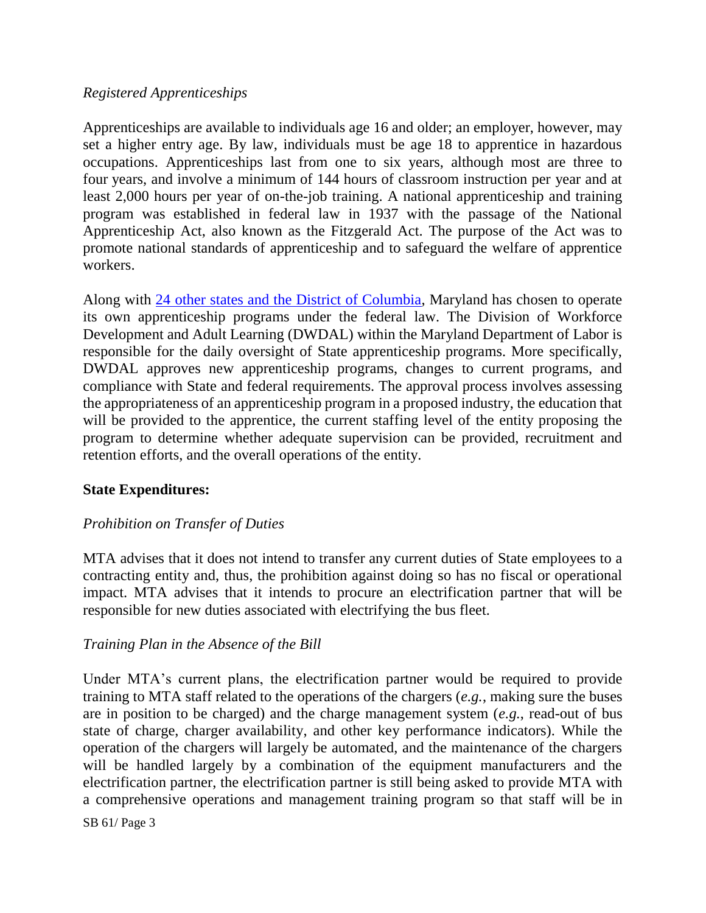*Registered Apprenticeships*

Apprenticeships are available to individuals age 16 and older; an employer, however, may set a higher entry age. By law, individuals must be age 18 to apprentice in hazardous occupations. Apprenticeships last from one to six years, although most are three to four years, and involve a minimum of 144 hours of classroom instruction per year and at least 2,000 hours per year of on-the-job training. A national apprenticeship and training program was established in federal law in 1937 with the passage of the National Apprenticeship Act, also known as the Fitzgerald Act. The purpose of the Act was to promote national standards of apprenticeship and to safeguard the welfare of apprentice workers.

Along with [24 other states and the District of Columbia](), Maryland has chosen to operate its own apprenticeship programs under the federal law. The Division of Workforce Development and Adult Learning (DWDAL) within the Maryland Department of Labor is responsible for the daily oversight of State apprenticeship programs. More specifically, DWDAL approves new apprenticeship programs, changes to current programs, and compliance with State and federal requirements. The approval process involves assessing the appropriateness of an apprenticeship program in a proposed industry, the education that will be provided to the apprentice, the current staffing level of the entity proposing the program to determine whether adequate supervision can be provided, recruitment and retention efforts, and the overall operations of the entity.

**State Expenditures:**

*Prohibition on Transfer of Duties*

MTA advises that it does not intend to transfer any current duties of State employees to a contracting entity and, thus, the prohibition against doing so has no fiscal or operational impact. MTA advises that it intends to procure an electrification partner that will be responsible for new duties associated with electrifying the bus fleet.

*Training Plan in the Absence of the Bill*

Under MTA's current plans, the electrification partner would be required to provide training to MTA staff related to the operations of the chargers (*e.g.*, making sure the buses are in position to be charged) and the charge management system (*e.g.*, read-out of bus state of charge, charger availability, and other key performance indicators). While the operation of the chargers will largely be automated, and the maintenance of the chargers will be handled largely by a combination of the equipment manufacturers and the electrification partner, the electrification partner is still being asked to provide MTA with a comprehensive operations and management training program so that staff will be in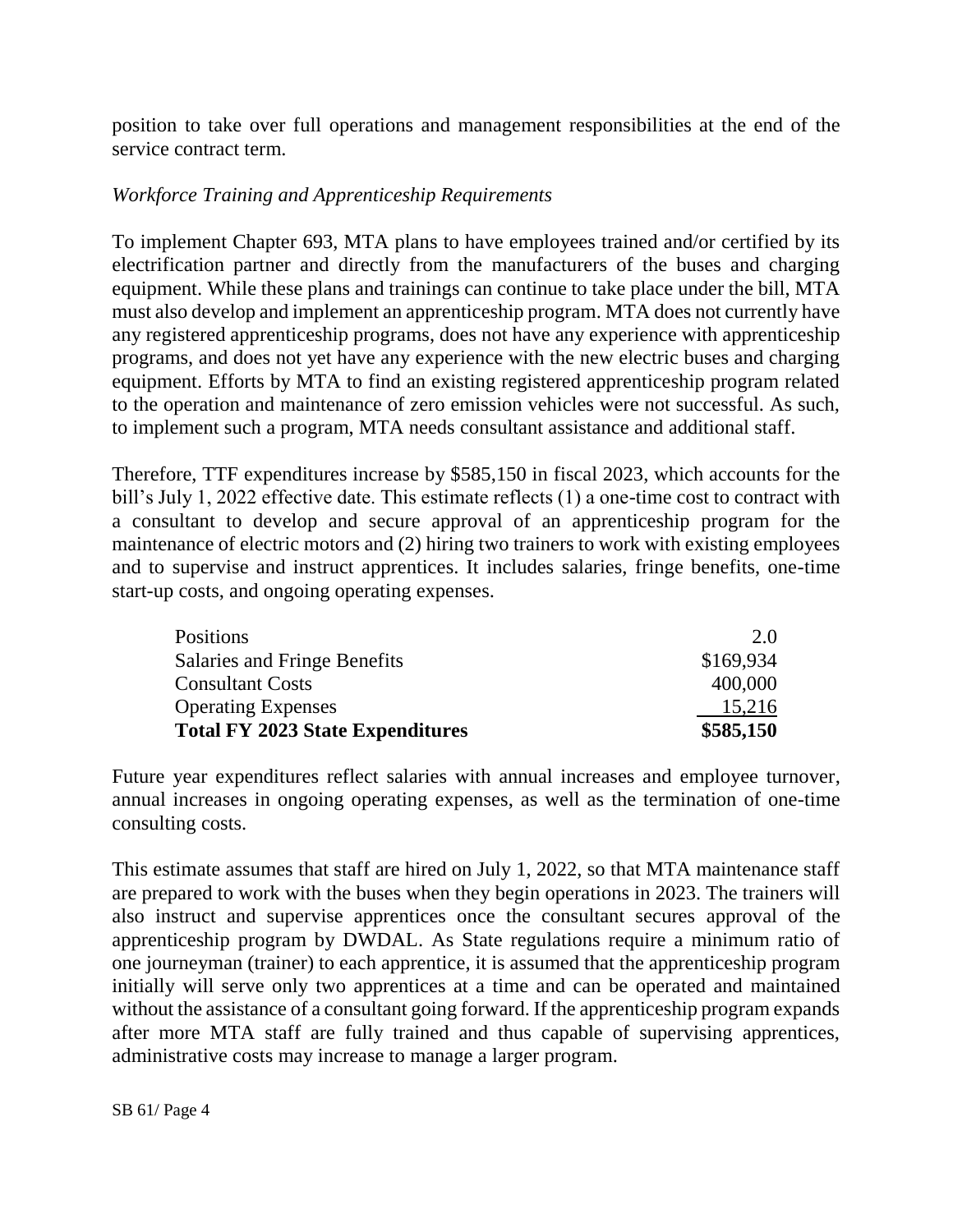position to take over full operations and management responsibilities at the end of the service contract term.

*Workforce Training and Apprenticeship Requirements*

To implement Chapter 693, MTA plans to have employees trained and/or certified by its electrification partner and directly from the manufacturers of the buses and charging equipment. While these plans and trainings can continue to take place under the bill, MTA must also develop and implement an apprenticeship program. MTA does not currently have any registered apprenticeship programs, does not have any experience with apprenticeship programs, and does not yet have any experience with the new electric buses and charging equipment. Efforts by MTA to find an existing registered apprenticeship program related to the operation and maintenance of zero emission vehicles were not successful. As such, to implement such a program, MTA needs consultant assistance and additional staff.

Therefore, TTF expenditures increase by $585,150 in fiscal 2023, which accounts for the bill's July 1, 2022 effective date. This estimate reflects (1) a one-time cost to contract with a consultant to develop and secure approval of an apprenticeship program for the maintenance of electric motors and (2) hiring two trainers to work with existing employees and to supervise and instruct apprentices. It includes salaries, fringe benefits, one-time start-up costs, and ongoing operating expenses.

| | |
|---|---:|
| Positions | 2.0 |
| Salaries and Fringe Benefits | $169,934 |
| Consultant Costs | 400,000 |
| Operating Expenses | 15,216 |
| **Total FY 2023 State Expenditures** | **$585,150** |

Future year expenditures reflect salaries with annual increases and employee turnover, annual increases in ongoing operating expenses, as well as the termination of one-time consulting costs.

This estimate assumes that staff are hired on July 1, 2022, so that MTA maintenance staff are prepared to work with the buses when they begin operations in 2023. The trainers will also instruct and supervise apprentices once the consultant secures approval of the apprenticeship program by DWDAL. As State regulations require a minimum ratio of one journeyman (trainer) to each apprentice, it is assumed that the apprenticeship program initially will serve only two apprentices at a time and can be operated and maintained without the assistance of a consultant going forward. If the apprenticeship program expands after more MTA staff are fully trained and thus capable of supervising apprentices, administrative costs may increase to manage a larger program.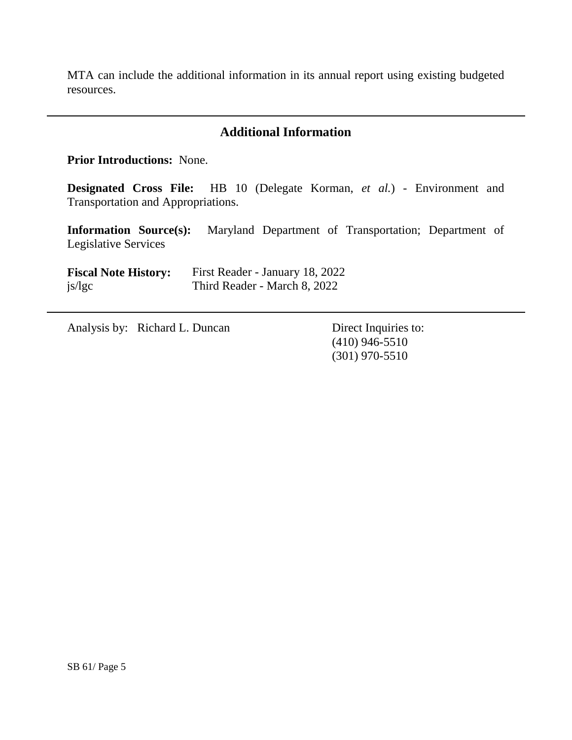MTA can include the additional information in its annual report using existing budgeted resources.

---

## Additional Information

**Prior Introductions:** None.

**Designated Cross File:** HB 10 (Delegate Korman, *et al.*) - Environment and Transportation and Appropriations.

**Information Source(s):** Maryland Department of Transportation; Department of Legislative Services

**Fiscal Note History:** First Reader - January 18, 2022
js/lgc Third Reader - March 8, 2022

---

Analysis by: Richard L. Duncan

Direct Inquiries to:
(410) 946-5510
(301) 970-5510